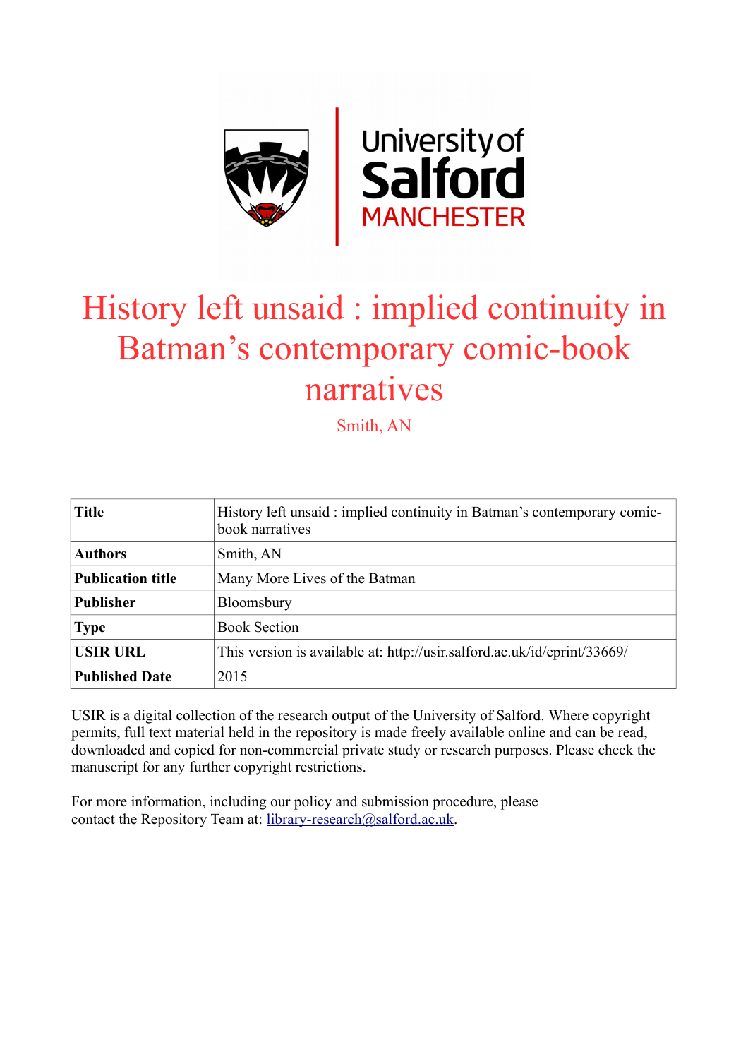# History left unsaid : implied continuity in Batman's contemporary comic-book narratives

Smith, AN

| Title | History left unsaid : implied continuity in Batman's contemporary comic-book narratives |
|---|---|
| Authors | Smith, AN |
| Publication title | Many More Lives of the Batman |
| Publisher | Bloomsbury |
| Type | Book Section |
| USIR URL | This version is available at: http://usir.salford.ac.uk/id/eprint/33669/ |
| Published Date | 2015 |

USIR is a digital collection of the research output of the University of Salford. Where copyright permits, full text material held in the repository is made freely available online and can be read, downloaded and copied for non-commercial private study or research purposes. Please check the manuscript for any further copyright restrictions.

For more information, including our policy and submission procedure, please contact the Repository Team at: library-research@salford.ac.uk.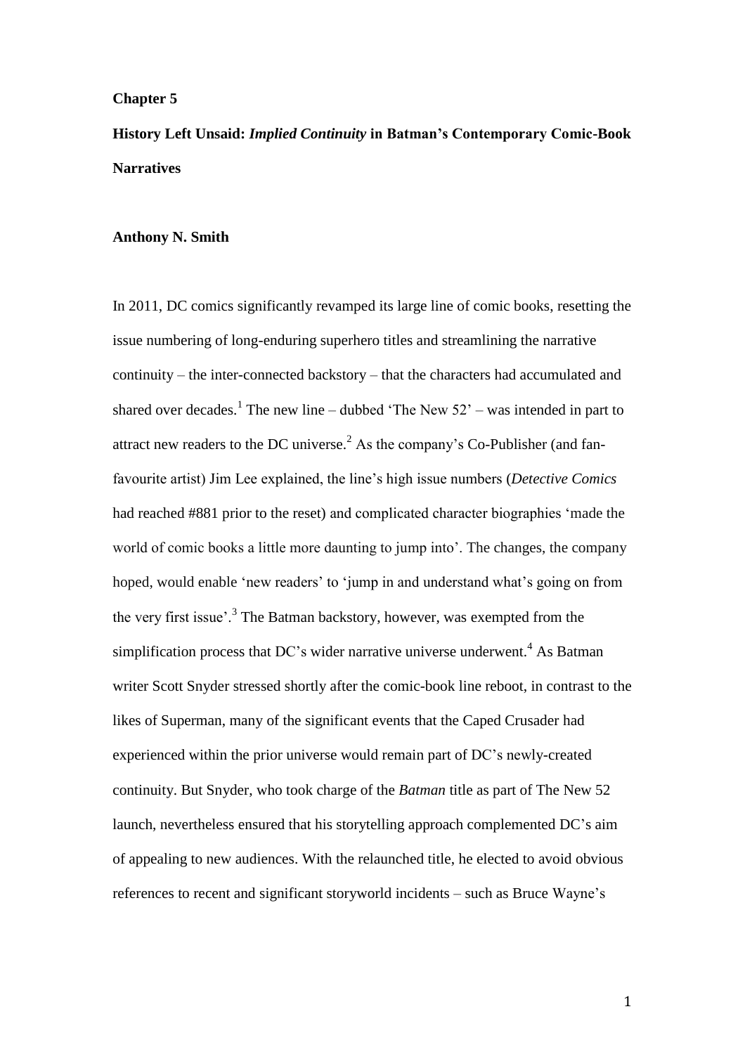**Chapter 5**

# History Left Unsaid: *Implied Continuity* in Batman's Contemporary Comic-Book Narratives

**Anthony N. Smith**

In 2011, DC comics significantly revamped its large line of comic books, resetting the issue numbering of long-enduring superhero titles and streamlining the narrative continuity – the inter-connected backstory – that the characters had accumulated and shared over decades.[1] The new line – dubbed 'The New 52' – was intended in part to attract new readers to the DC universe.[2] As the company's Co-Publisher (and fan-favourite artist) Jim Lee explained, the line's high issue numbers (*Detective Comics* had reached #881 prior to the reset) and complicated character biographies 'made the world of comic books a little more daunting to jump into'. The changes, the company hoped, would enable 'new readers' to 'jump in and understand what's going on from the very first issue'.[3] The Batman backstory, however, was exempted from the simplification process that DC's wider narrative universe underwent.[4] As Batman writer Scott Snyder stressed shortly after the comic-book line reboot, in contrast to the likes of Superman, many of the significant events that the Caped Crusader had experienced within the prior universe would remain part of DC's newly-created continuity. But Snyder, who took charge of the *Batman* title as part of The New 52 launch, nevertheless ensured that his storytelling approach complemented DC's aim of appealing to new audiences. With the relaunched title, he elected to avoid obvious references to recent and significant storyworld incidents – such as Bruce Wayne's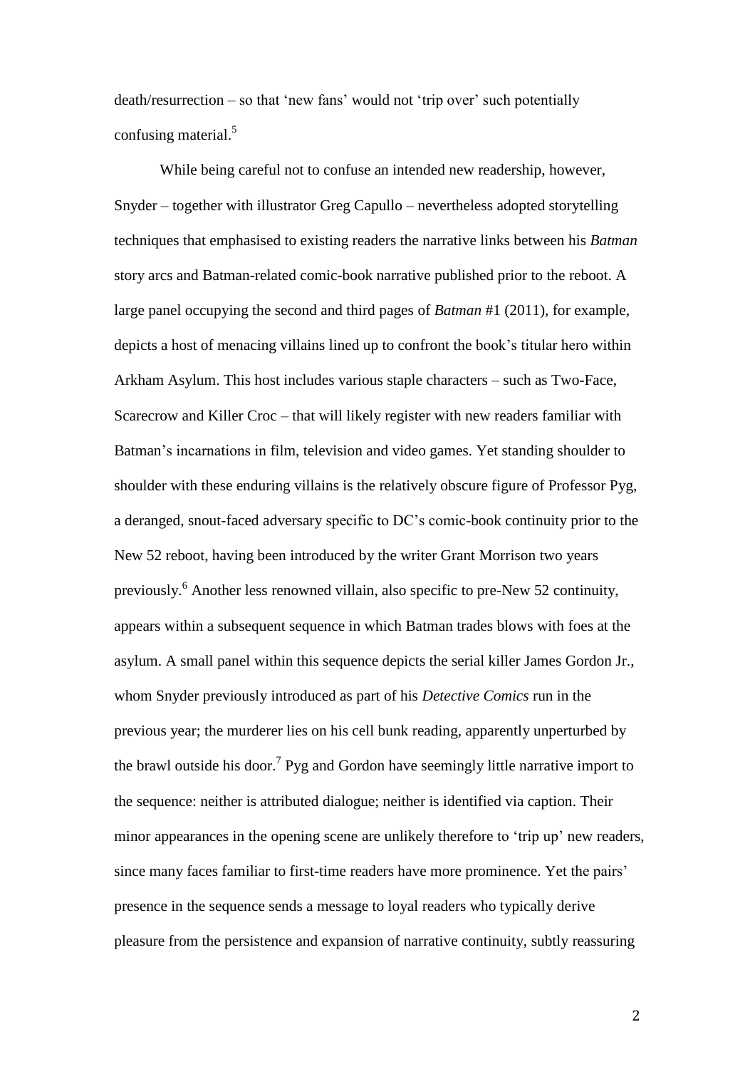death/resurrection – so that 'new fans' would not 'trip over' such potentially confusing material.[5]

While being careful not to confuse an intended new readership, however, Snyder – together with illustrator Greg Capullo – nevertheless adopted storytelling techniques that emphasised to existing readers the narrative links between his *Batman* story arcs and Batman-related comic-book narrative published prior to the reboot. A large panel occupying the second and third pages of *Batman* #1 (2011), for example, depicts a host of menacing villains lined up to confront the book's titular hero within Arkham Asylum. This host includes various staple characters – such as Two-Face, Scarecrow and Killer Croc – that will likely register with new readers familiar with Batman's incarnations in film, television and video games. Yet standing shoulder to shoulder with these enduring villains is the relatively obscure figure of Professor Pyg, a deranged, snout-faced adversary specific to DC's comic-book continuity prior to the New 52 reboot, having been introduced by the writer Grant Morrison two years previously.[6] Another less renowned villain, also specific to pre-New 52 continuity, appears within a subsequent sequence in which Batman trades blows with foes at the asylum. A small panel within this sequence depicts the serial killer James Gordon Jr., whom Snyder previously introduced as part of his *Detective Comics* run in the previous year; the murderer lies on his cell bunk reading, apparently unperturbed by the brawl outside his door.[7] Pyg and Gordon have seemingly little narrative import to the sequence: neither is attributed dialogue; neither is identified via caption. Their minor appearances in the opening scene are unlikely therefore to 'trip up' new readers, since many faces familiar to first-time readers have more prominence. Yet the pairs' presence in the sequence sends a message to loyal readers who typically derive pleasure from the persistence and expansion of narrative continuity, subtly reassuring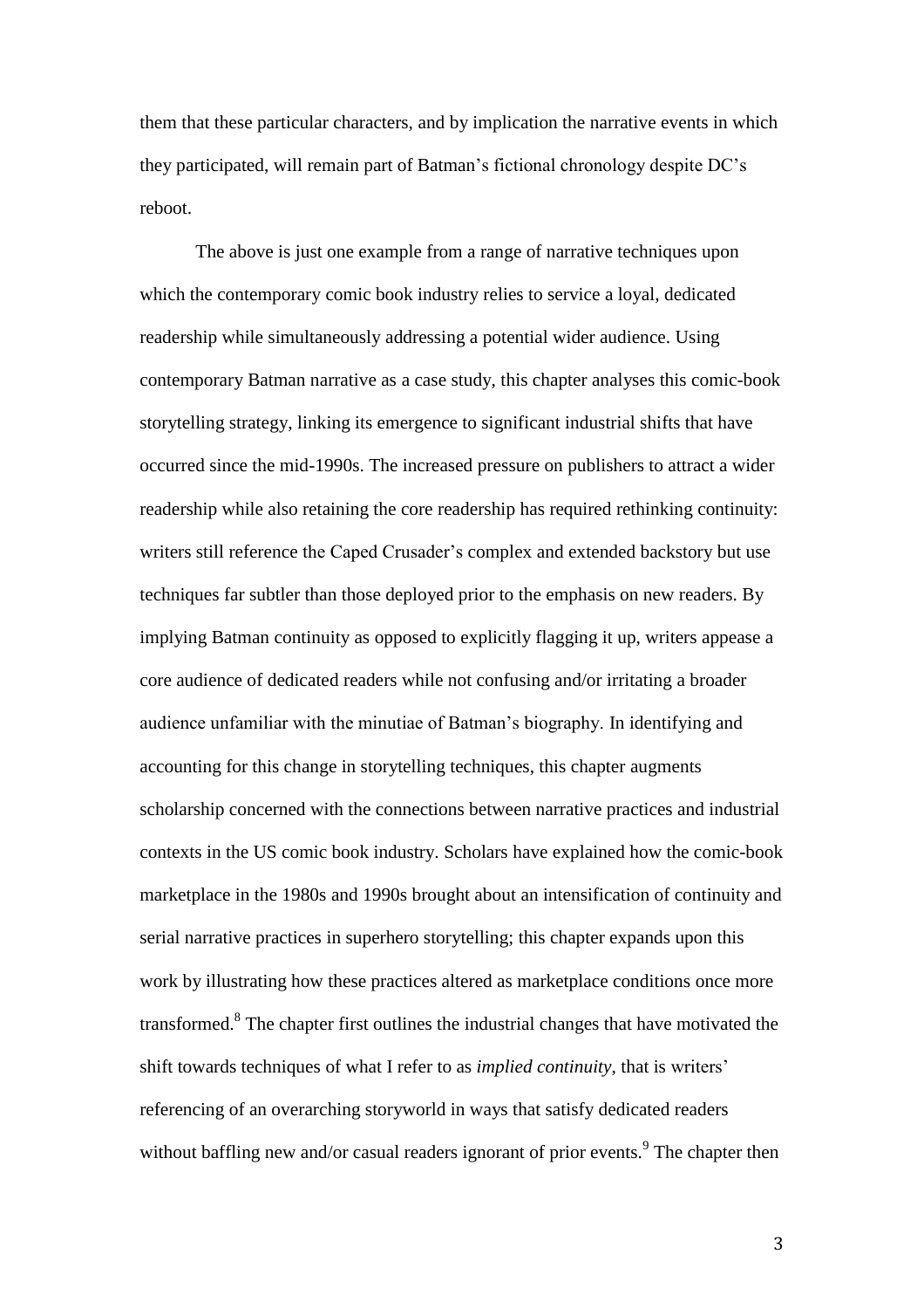them that these particular characters, and by implication the narrative events in which they participated, will remain part of Batman's fictional chronology despite DC's reboot.

The above is just one example from a range of narrative techniques upon which the contemporary comic book industry relies to service a loyal, dedicated readership while simultaneously addressing a potential wider audience. Using contemporary Batman narrative as a case study, this chapter analyses this comic-book storytelling strategy, linking its emergence to significant industrial shifts that have occurred since the mid-1990s. The increased pressure on publishers to attract a wider readership while also retaining the core readership has required rethinking continuity: writers still reference the Caped Crusader's complex and extended backstory but use techniques far subtler than those deployed prior to the emphasis on new readers. By implying Batman continuity as opposed to explicitly flagging it up, writers appease a core audience of dedicated readers while not confusing and/or irritating a broader audience unfamiliar with the minutiae of Batman's biography. In identifying and accounting for this change in storytelling techniques, this chapter augments scholarship concerned with the connections between narrative practices and industrial contexts in the US comic book industry. Scholars have explained how the comic-book marketplace in the 1980s and 1990s brought about an intensification of continuity and serial narrative practices in superhero storytelling; this chapter expands upon this work by illustrating how these practices altered as marketplace conditions once more transformed.[8] The chapter first outlines the industrial changes that have motivated the shift towards techniques of what I refer to as *implied continuity*, that is writers' referencing of an overarching storyworld in ways that satisfy dedicated readers without baffling new and/or casual readers ignorant of prior events.[9] The chapter then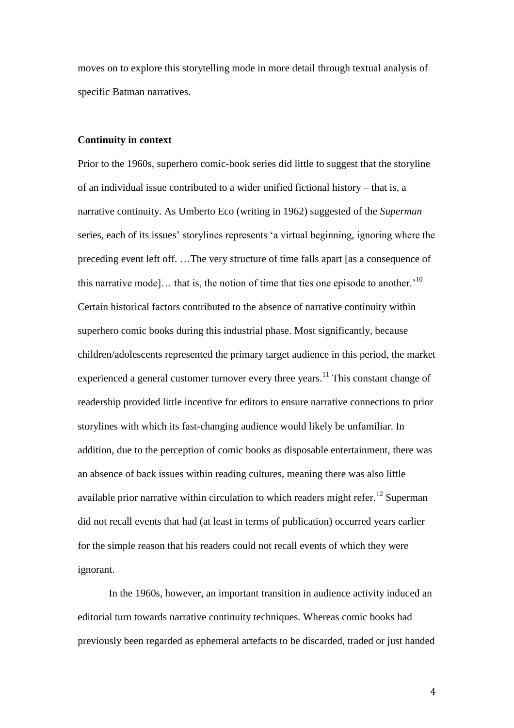moves on to explore this storytelling mode in more detail through textual analysis of specific Batman narratives.

**Continuity in context**

Prior to the 1960s, superhero comic-book series did little to suggest that the storyline of an individual issue contributed to a wider unified fictional history – that is, a narrative continuity. As Umberto Eco (writing in 1962) suggested of the *Superman* series, each of its issues' storylines represents 'a virtual beginning, ignoring where the preceding event left off. …The very structure of time falls apart [as a consequence of this narrative mode]… that is, the notion of time that ties one episode to another.'[10] Certain historical factors contributed to the absence of narrative continuity within superhero comic books during this industrial phase. Most significantly, because children/adolescents represented the primary target audience in this period, the market experienced a general customer turnover every three years.[11] This constant change of readership provided little incentive for editors to ensure narrative connections to prior storylines with which its fast-changing audience would likely be unfamiliar. In addition, due to the perception of comic books as disposable entertainment, there was an absence of back issues within reading cultures, meaning there was also little available prior narrative within circulation to which readers might refer.[12] Superman did not recall events that had (at least in terms of publication) occurred years earlier for the simple reason that his readers could not recall events of which they were ignorant.

In the 1960s, however, an important transition in audience activity induced an editorial turn towards narrative continuity techniques. Whereas comic books had previously been regarded as ephemeral artefacts to be discarded, traded or just handed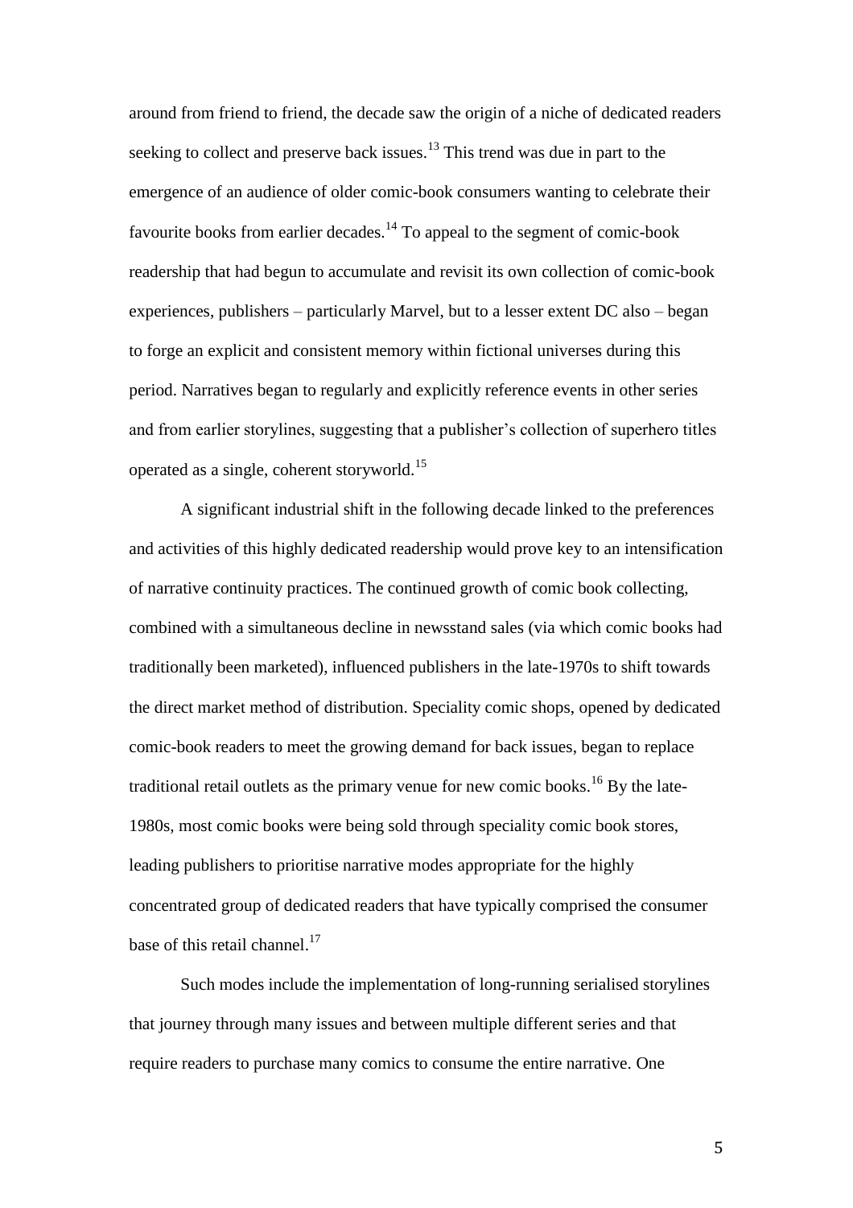around from friend to friend, the decade saw the origin of a niche of dedicated readers seeking to collect and preserve back issues.[13] This trend was due in part to the emergence of an audience of older comic-book consumers wanting to celebrate their favourite books from earlier decades.[14] To appeal to the segment of comic-book readership that had begun to accumulate and revisit its own collection of comic-book experiences, publishers – particularly Marvel, but to a lesser extent DC also – began to forge an explicit and consistent memory within fictional universes during this period. Narratives began to regularly and explicitly reference events in other series and from earlier storylines, suggesting that a publisher's collection of superhero titles operated as a single, coherent storyworld.[15]

A significant industrial shift in the following decade linked to the preferences and activities of this highly dedicated readership would prove key to an intensification of narrative continuity practices. The continued growth of comic book collecting, combined with a simultaneous decline in newsstand sales (via which comic books had traditionally been marketed), influenced publishers in the late-1970s to shift towards the direct market method of distribution. Speciality comic shops, opened by dedicated comic-book readers to meet the growing demand for back issues, began to replace traditional retail outlets as the primary venue for new comic books.[16] By the late-1980s, most comic books were being sold through speciality comic book stores, leading publishers to prioritise narrative modes appropriate for the highly concentrated group of dedicated readers that have typically comprised the consumer base of this retail channel.[17]

Such modes include the implementation of long-running serialised storylines that journey through many issues and between multiple different series and that require readers to purchase many comics to consume the entire narrative. One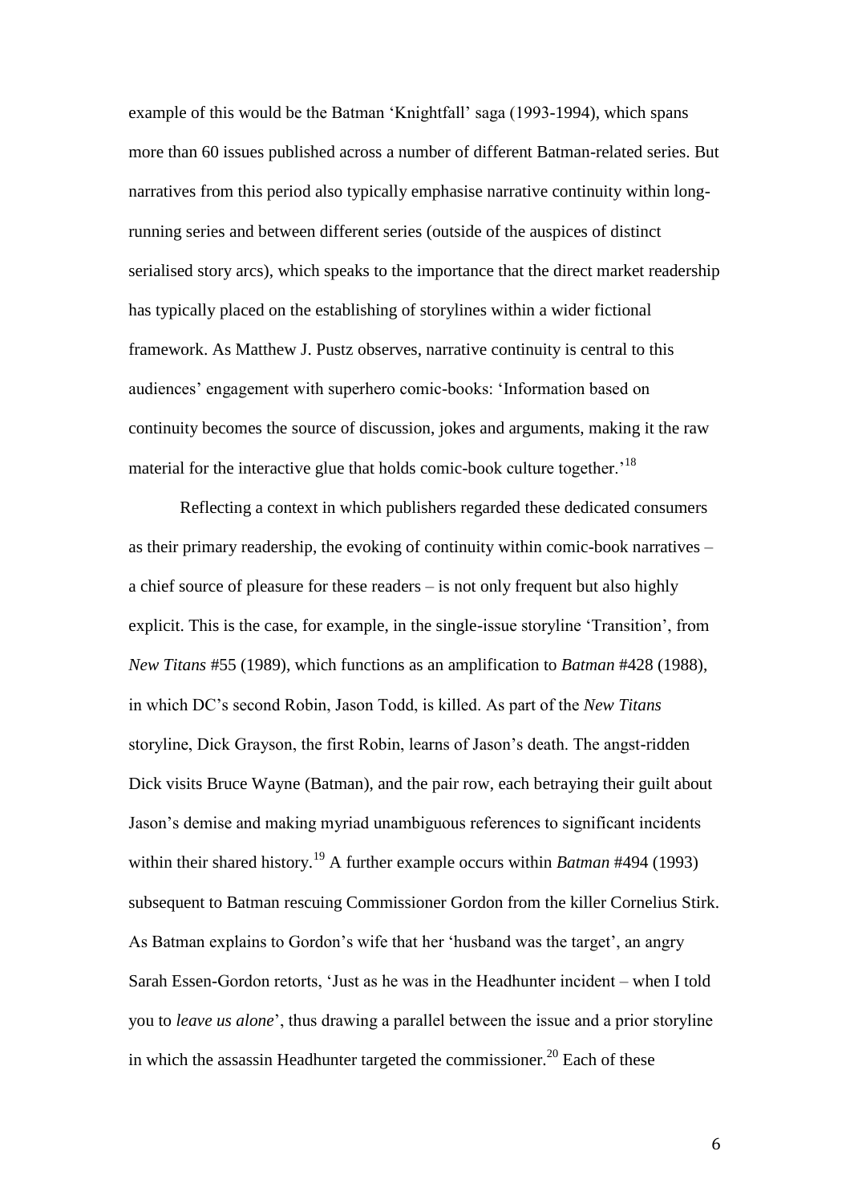example of this would be the Batman 'Knightfall' saga (1993-1994), which spans more than 60 issues published across a number of different Batman-related series. But narratives from this period also typically emphasise narrative continuity within long-running series and between different series (outside of the auspices of distinct serialised story arcs), which speaks to the importance that the direct market readership has typically placed on the establishing of storylines within a wider fictional framework. As Matthew J. Pustz observes, narrative continuity is central to this audiences' engagement with superhero comic-books: 'Information based on continuity becomes the source of discussion, jokes and arguments, making it the raw material for the interactive glue that holds comic-book culture together.'[18]

Reflecting a context in which publishers regarded these dedicated consumers as their primary readership, the evoking of continuity within comic-book narratives – a chief source of pleasure for these readers – is not only frequent but also highly explicit. This is the case, for example, in the single-issue storyline 'Transition', from *New Titans* #55 (1989), which functions as an amplification to *Batman* #428 (1988), in which DC's second Robin, Jason Todd, is killed. As part of the *New Titans* storyline, Dick Grayson, the first Robin, learns of Jason's death. The angst-ridden Dick visits Bruce Wayne (Batman), and the pair row, each betraying their guilt about Jason's demise and making myriad unambiguous references to significant incidents within their shared history.[19] A further example occurs within *Batman* #494 (1993) subsequent to Batman rescuing Commissioner Gordon from the killer Cornelius Stirk. As Batman explains to Gordon's wife that her 'husband was the target', an angry Sarah Essen-Gordon retorts, 'Just as he was in the Headhunter incident – when I told you to *leave us alone*', thus drawing a parallel between the issue and a prior storyline in which the assassin Headhunter targeted the commissioner.[20] Each of these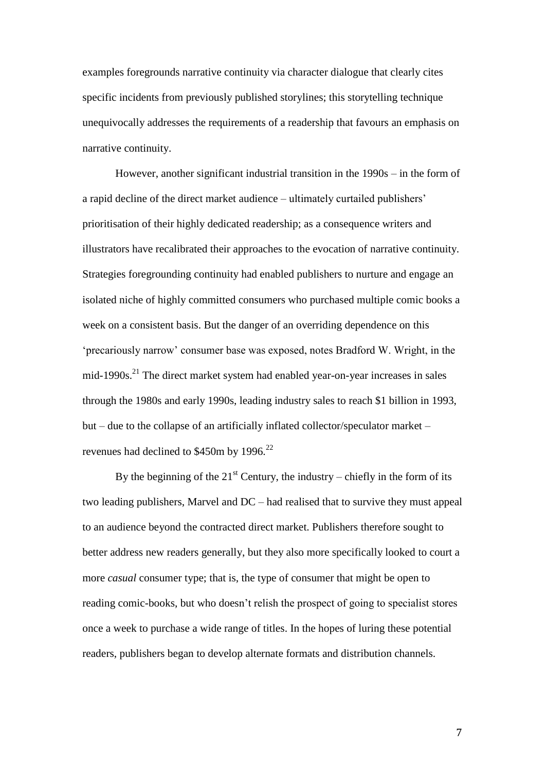examples foregrounds narrative continuity via character dialogue that clearly cites specific incidents from previously published storylines; this storytelling technique unequivocally addresses the requirements of a readership that favours an emphasis on narrative continuity.

However, another significant industrial transition in the 1990s – in the form of a rapid decline of the direct market audience – ultimately curtailed publishers' prioritisation of their highly dedicated readership; as a consequence writers and illustrators have recalibrated their approaches to the evocation of narrative continuity. Strategies foregrounding continuity had enabled publishers to nurture and engage an isolated niche of highly committed consumers who purchased multiple comic books a week on a consistent basis. But the danger of an overriding dependence on this 'precariously narrow' consumer base was exposed, notes Bradford W. Wright, in the mid-1990s.[21] The direct market system had enabled year-on-year increases in sales through the 1980s and early 1990s, leading industry sales to reach $1 billion in 1993, but – due to the collapse of an artificially inflated collector/speculator market – revenues had declined to $450m by 1996.[22]

By the beginning of the 21st Century, the industry – chiefly in the form of its two leading publishers, Marvel and DC – had realised that to survive they must appeal to an audience beyond the contracted direct market. Publishers therefore sought to better address new readers generally, but they also more specifically looked to court a more *casual* consumer type; that is, the type of consumer that might be open to reading comic-books, but who doesn't relish the prospect of going to specialist stores once a week to purchase a wide range of titles. In the hopes of luring these potential readers, publishers began to develop alternate formats and distribution channels.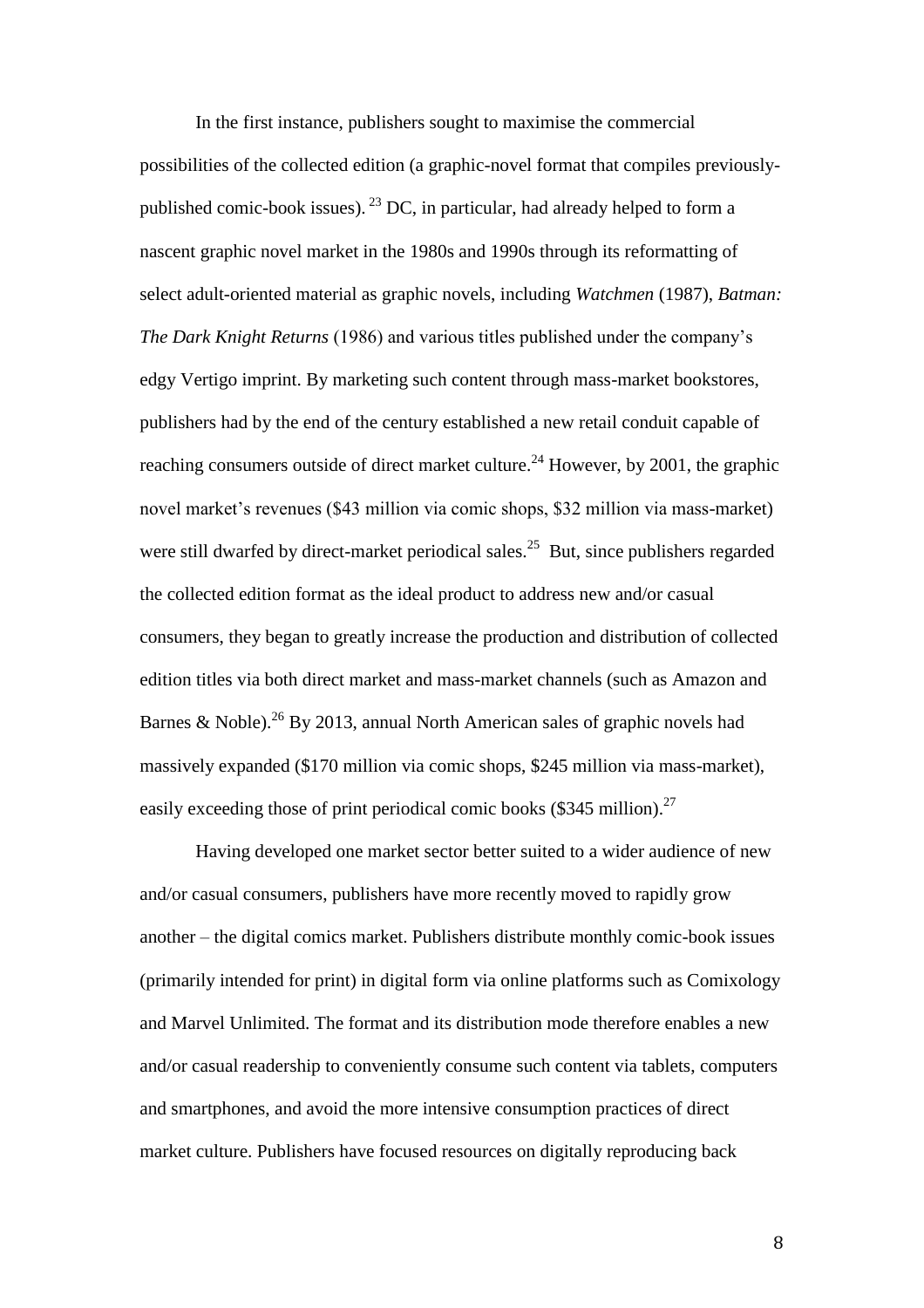In the first instance, publishers sought to maximise the commercial possibilities of the collected edition (a graphic-novel format that compiles previously-published comic-book issues). [23] DC, in particular, had already helped to form a nascent graphic novel market in the 1980s and 1990s through its reformatting of select adult-oriented material as graphic novels, including *Watchmen* (1987), *Batman: The Dark Knight Returns* (1986) and various titles published under the company's edgy Vertigo imprint. By marketing such content through mass-market bookstores, publishers had by the end of the century established a new retail conduit capable of reaching consumers outside of direct market culture.[24] However, by 2001, the graphic novel market's revenues ($43 million via comic shops, $32 million via mass-market) were still dwarfed by direct-market periodical sales.[25] But, since publishers regarded the collected edition format as the ideal product to address new and/or casual consumers, they began to greatly increase the production and distribution of collected edition titles via both direct market and mass-market channels (such as Amazon and Barnes & Noble).[26] By 2013, annual North American sales of graphic novels had massively expanded ($170 million via comic shops, $245 million via mass-market), easily exceeding those of print periodical comic books ($345 million).[27]

Having developed one market sector better suited to a wider audience of new and/or casual consumers, publishers have more recently moved to rapidly grow another – the digital comics market. Publishers distribute monthly comic-book issues (primarily intended for print) in digital form via online platforms such as Comixology and Marvel Unlimited. The format and its distribution mode therefore enables a new and/or casual readership to conveniently consume such content via tablets, computers and smartphones, and avoid the more intensive consumption practices of direct market culture. Publishers have focused resources on digitally reproducing back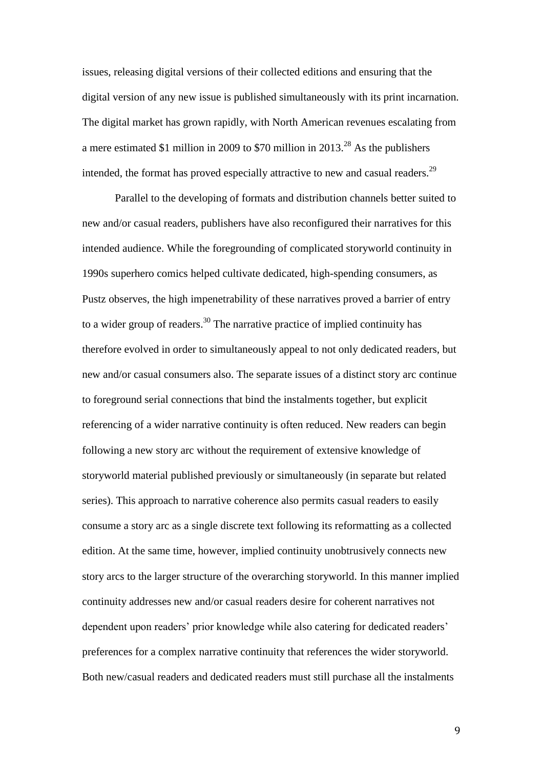issues, releasing digital versions of their collected editions and ensuring that the digital version of any new issue is published simultaneously with its print incarnation. The digital market has grown rapidly, with North American revenues escalating from a mere estimated $1 million in 2009 to $70 million in 2013.[28] As the publishers intended, the format has proved especially attractive to new and casual readers.[29]

Parallel to the developing of formats and distribution channels better suited to new and/or casual readers, publishers have also reconfigured their narratives for this intended audience. While the foregrounding of complicated storyworld continuity in 1990s superhero comics helped cultivate dedicated, high-spending consumers, as Pustz observes, the high impenetrability of these narratives proved a barrier of entry to a wider group of readers.[30] The narrative practice of implied continuity has therefore evolved in order to simultaneously appeal to not only dedicated readers, but new and/or casual consumers also. The separate issues of a distinct story arc continue to foreground serial connections that bind the instalments together, but explicit referencing of a wider narrative continuity is often reduced. New readers can begin following a new story arc without the requirement of extensive knowledge of storyworld material published previously or simultaneously (in separate but related series). This approach to narrative coherence also permits casual readers to easily consume a story arc as a single discrete text following its reformatting as a collected edition. At the same time, however, implied continuity unobtrusively connects new story arcs to the larger structure of the overarching storyworld. In this manner implied continuity addresses new and/or casual readers desire for coherent narratives not dependent upon readers' prior knowledge while also catering for dedicated readers' preferences for a complex narrative continuity that references the wider storyworld. Both new/casual readers and dedicated readers must still purchase all the instalments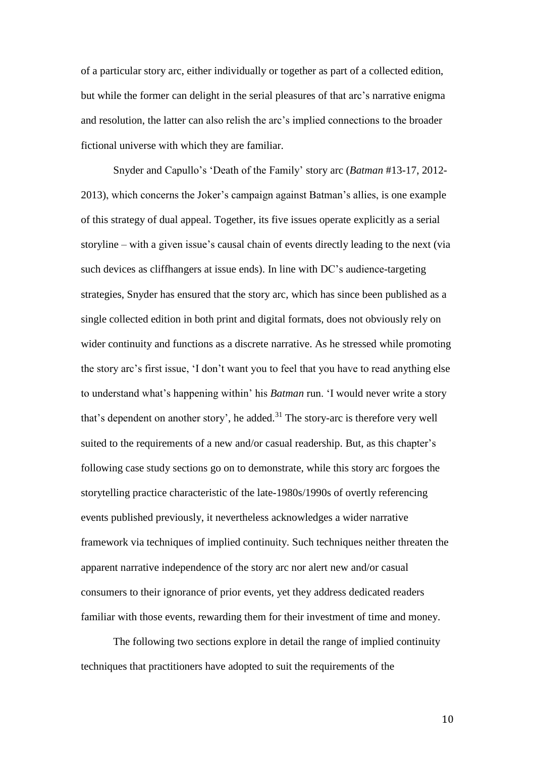of a particular story arc, either individually or together as part of a collected edition, but while the former can delight in the serial pleasures of that arc's narrative enigma and resolution, the latter can also relish the arc's implied connections to the broader fictional universe with which they are familiar.

Snyder and Capullo's 'Death of the Family' story arc (*Batman* #13-17, 2012-2013), which concerns the Joker's campaign against Batman's allies, is one example of this strategy of dual appeal. Together, its five issues operate explicitly as a serial storyline – with a given issue's causal chain of events directly leading to the next (via such devices as cliffhangers at issue ends). In line with DC's audience-targeting strategies, Snyder has ensured that the story arc, which has since been published as a single collected edition in both print and digital formats, does not obviously rely on wider continuity and functions as a discrete narrative. As he stressed while promoting the story arc's first issue, 'I don't want you to feel that you have to read anything else to understand what's happening within' his *Batman* run. 'I would never write a story that's dependent on another story', he added.[31] The story-arc is therefore very well suited to the requirements of a new and/or casual readership. But, as this chapter's following case study sections go on to demonstrate, while this story arc forgoes the storytelling practice characteristic of the late-1980s/1990s of overtly referencing events published previously, it nevertheless acknowledges a wider narrative framework via techniques of implied continuity. Such techniques neither threaten the apparent narrative independence of the story arc nor alert new and/or casual consumers to their ignorance of prior events, yet they address dedicated readers familiar with those events, rewarding them for their investment of time and money.

The following two sections explore in detail the range of implied continuity techniques that practitioners have adopted to suit the requirements of the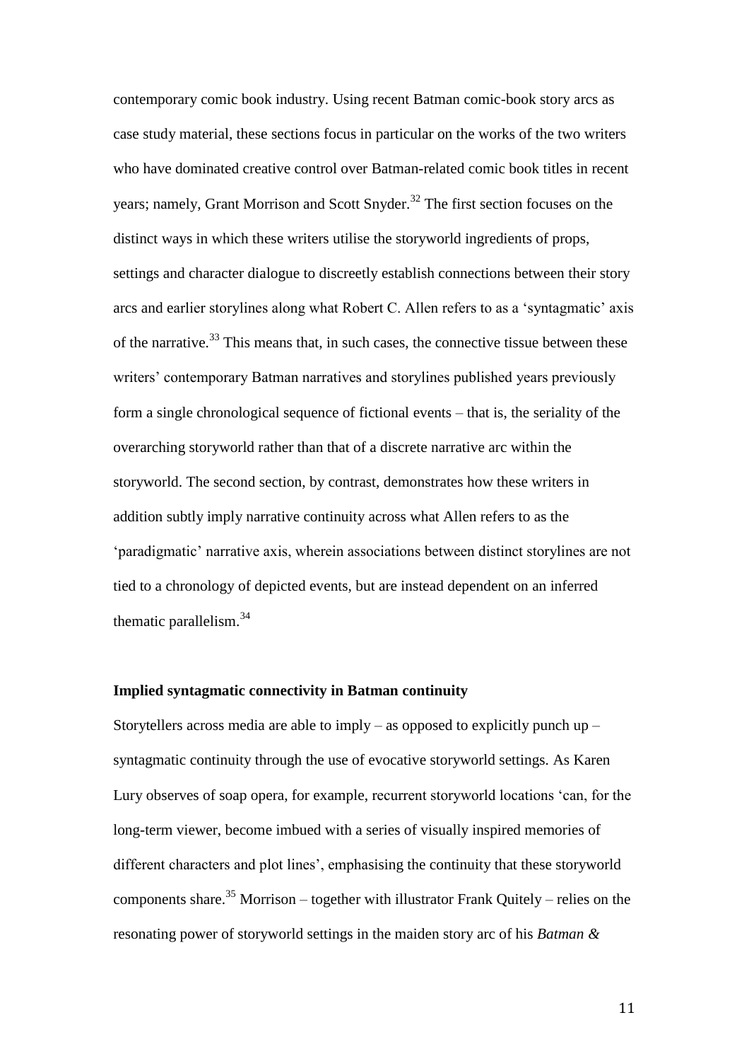contemporary comic book industry. Using recent Batman comic-book story arcs as case study material, these sections focus in particular on the works of the two writers who have dominated creative control over Batman-related comic book titles in recent years; namely, Grant Morrison and Scott Snyder.[32] The first section focuses on the distinct ways in which these writers utilise the storyworld ingredients of props, settings and character dialogue to discreetly establish connections between their story arcs and earlier storylines along what Robert C. Allen refers to as a 'syntagmatic' axis of the narrative.[33] This means that, in such cases, the connective tissue between these writers' contemporary Batman narratives and storylines published years previously form a single chronological sequence of fictional events – that is, the seriality of the overarching storyworld rather than that of a discrete narrative arc within the storyworld. The second section, by contrast, demonstrates how these writers in addition subtly imply narrative continuity across what Allen refers to as the 'paradigmatic' narrative axis, wherein associations between distinct storylines are not tied to a chronology of depicted events, but are instead dependent on an inferred thematic parallelism.[34]

**Implied syntagmatic connectivity in Batman continuity**

Storytellers across media are able to imply – as opposed to explicitly punch up – syntagmatic continuity through the use of evocative storyworld settings. As Karen Lury observes of soap opera, for example, recurrent storyworld locations 'can, for the long-term viewer, become imbued with a series of visually inspired memories of different characters and plot lines', emphasising the continuity that these storyworld components share.[35] Morrison – together with illustrator Frank Quitely – relies on the resonating power of storyworld settings in the maiden story arc of his *Batman &*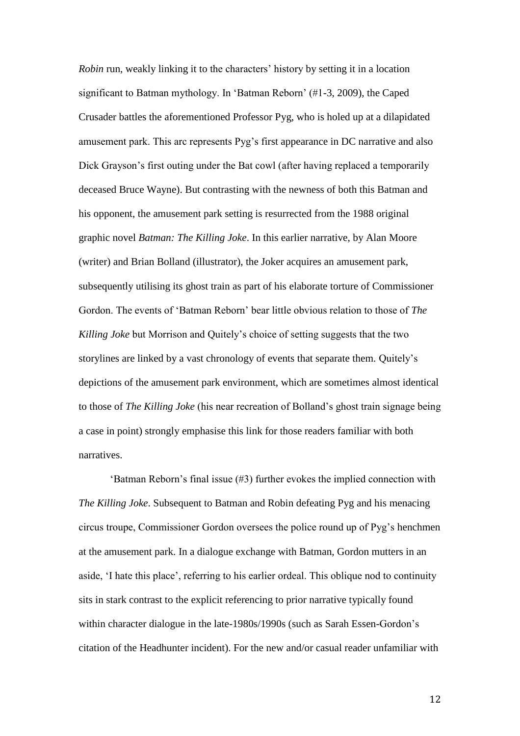*Robin* run, weakly linking it to the characters' history by setting it in a location significant to Batman mythology. In 'Batman Reborn' (#1-3, 2009), the Caped Crusader battles the aforementioned Professor Pyg, who is holed up at a dilapidated amusement park. This arc represents Pyg's first appearance in DC narrative and also Dick Grayson's first outing under the Bat cowl (after having replaced a temporarily deceased Bruce Wayne). But contrasting with the newness of both this Batman and his opponent, the amusement park setting is resurrected from the 1988 original graphic novel *Batman: The Killing Joke*. In this earlier narrative, by Alan Moore (writer) and Brian Bolland (illustrator), the Joker acquires an amusement park, subsequently utilising its ghost train as part of his elaborate torture of Commissioner Gordon. The events of 'Batman Reborn' bear little obvious relation to those of *The Killing Joke* but Morrison and Quitely's choice of setting suggests that the two storylines are linked by a vast chronology of events that separate them. Quitely's depictions of the amusement park environment, which are sometimes almost identical to those of *The Killing Joke* (his near recreation of Bolland's ghost train signage being a case in point) strongly emphasise this link for those readers familiar with both narratives.

'Batman Reborn's final issue (#3) further evokes the implied connection with *The Killing Joke*. Subsequent to Batman and Robin defeating Pyg and his menacing circus troupe, Commissioner Gordon oversees the police round up of Pyg's henchmen at the amusement park. In a dialogue exchange with Batman, Gordon mutters in an aside, 'I hate this place', referring to his earlier ordeal. This oblique nod to continuity sits in stark contrast to the explicit referencing to prior narrative typically found within character dialogue in the late-1980s/1990s (such as Sarah Essen-Gordon's citation of the Headhunter incident). For the new and/or casual reader unfamiliar with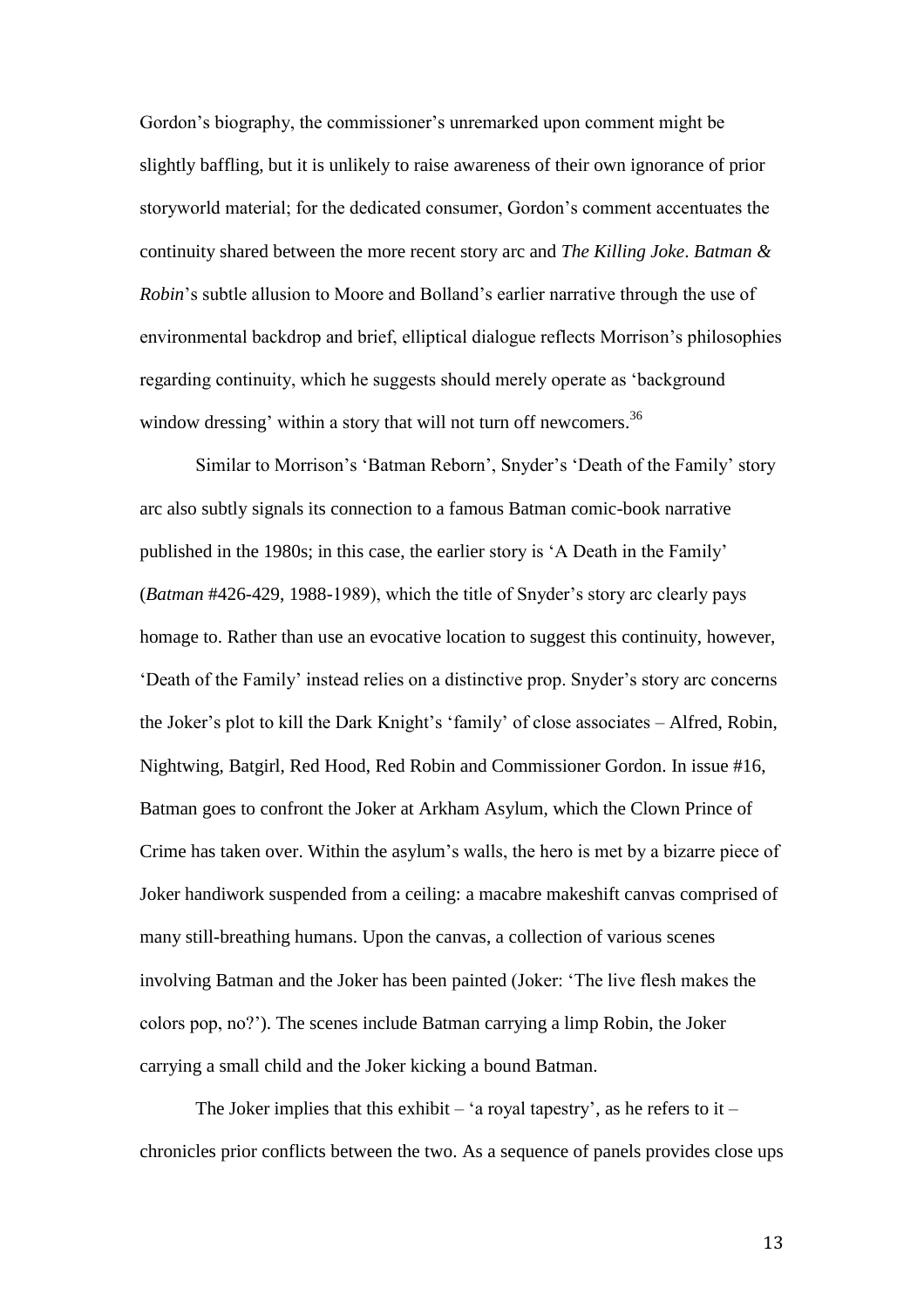Gordon's biography, the commissioner's unremarked upon comment might be slightly baffling, but it is unlikely to raise awareness of their own ignorance of prior storyworld material; for the dedicated consumer, Gordon's comment accentuates the continuity shared between the more recent story arc and *The Killing Joke*. *Batman & Robin*'s subtle allusion to Moore and Bolland's earlier narrative through the use of environmental backdrop and brief, elliptical dialogue reflects Morrison's philosophies regarding continuity, which he suggests should merely operate as 'background window dressing' within a story that will not turn off newcomers.[36]

Similar to Morrison's 'Batman Reborn', Snyder's 'Death of the Family' story arc also subtly signals its connection to a famous Batman comic-book narrative published in the 1980s; in this case, the earlier story is 'A Death in the Family' (*Batman* #426-429, 1988-1989), which the title of Snyder's story arc clearly pays homage to. Rather than use an evocative location to suggest this continuity, however, 'Death of the Family' instead relies on a distinctive prop. Snyder's story arc concerns the Joker's plot to kill the Dark Knight's 'family' of close associates – Alfred, Robin, Nightwing, Batgirl, Red Hood, Red Robin and Commissioner Gordon. In issue #16, Batman goes to confront the Joker at Arkham Asylum, which the Clown Prince of Crime has taken over. Within the asylum's walls, the hero is met by a bizarre piece of Joker handiwork suspended from a ceiling: a macabre makeshift canvas comprised of many still-breathing humans. Upon the canvas, a collection of various scenes involving Batman and the Joker has been painted (Joker: 'The live flesh makes the colors pop, no?'). The scenes include Batman carrying a limp Robin, the Joker carrying a small child and the Joker kicking a bound Batman.

The Joker implies that this exhibit – 'a royal tapestry', as he refers to it – chronicles prior conflicts between the two. As a sequence of panels provides close ups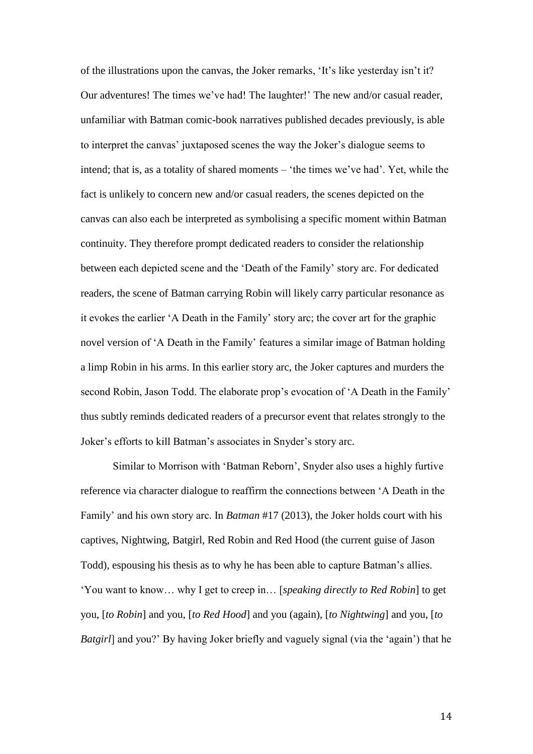of the illustrations upon the canvas, the Joker remarks, 'It's like yesterday isn't it? Our adventures! The times we've had! The laughter!' The new and/or casual reader, unfamiliar with Batman comic-book narratives published decades previously, is able to interpret the canvas' juxtaposed scenes the way the Joker's dialogue seems to intend; that is, as a totality of shared moments – 'the times we've had'. Yet, while the fact is unlikely to concern new and/or casual readers, the scenes depicted on the canvas can also each be interpreted as symbolising a specific moment within Batman continuity. They therefore prompt dedicated readers to consider the relationship between each depicted scene and the 'Death of the Family' story arc. For dedicated readers, the scene of Batman carrying Robin will likely carry particular resonance as it evokes the earlier 'A Death in the Family' story arc; the cover art for the graphic novel version of 'A Death in the Family' features a similar image of Batman holding a limp Robin in his arms. In this earlier story arc, the Joker captures and murders the second Robin, Jason Todd. The elaborate prop's evocation of 'A Death in the Family' thus subtly reminds dedicated readers of a precursor event that relates strongly to the Joker's efforts to kill Batman's associates in Snyder's story arc.

Similar to Morrison with 'Batman Reborn', Snyder also uses a highly furtive reference via character dialogue to reaffirm the connections between 'A Death in the Family' and his own story arc. In *Batman* #17 (2013), the Joker holds court with his captives, Nightwing, Batgirl, Red Robin and Red Hood (the current guise of Jason Todd), espousing his thesis as to why he has been able to capture Batman's allies. 'You want to know… why I get to creep in… [*speaking directly to Red Robin*] to get you, [*to Robin*] and you, [*to Red Hood*] and you (again), [*to Nightwing*] and you, [*to Batgirl*] and you?' By having Joker briefly and vaguely signal (via the 'again') that he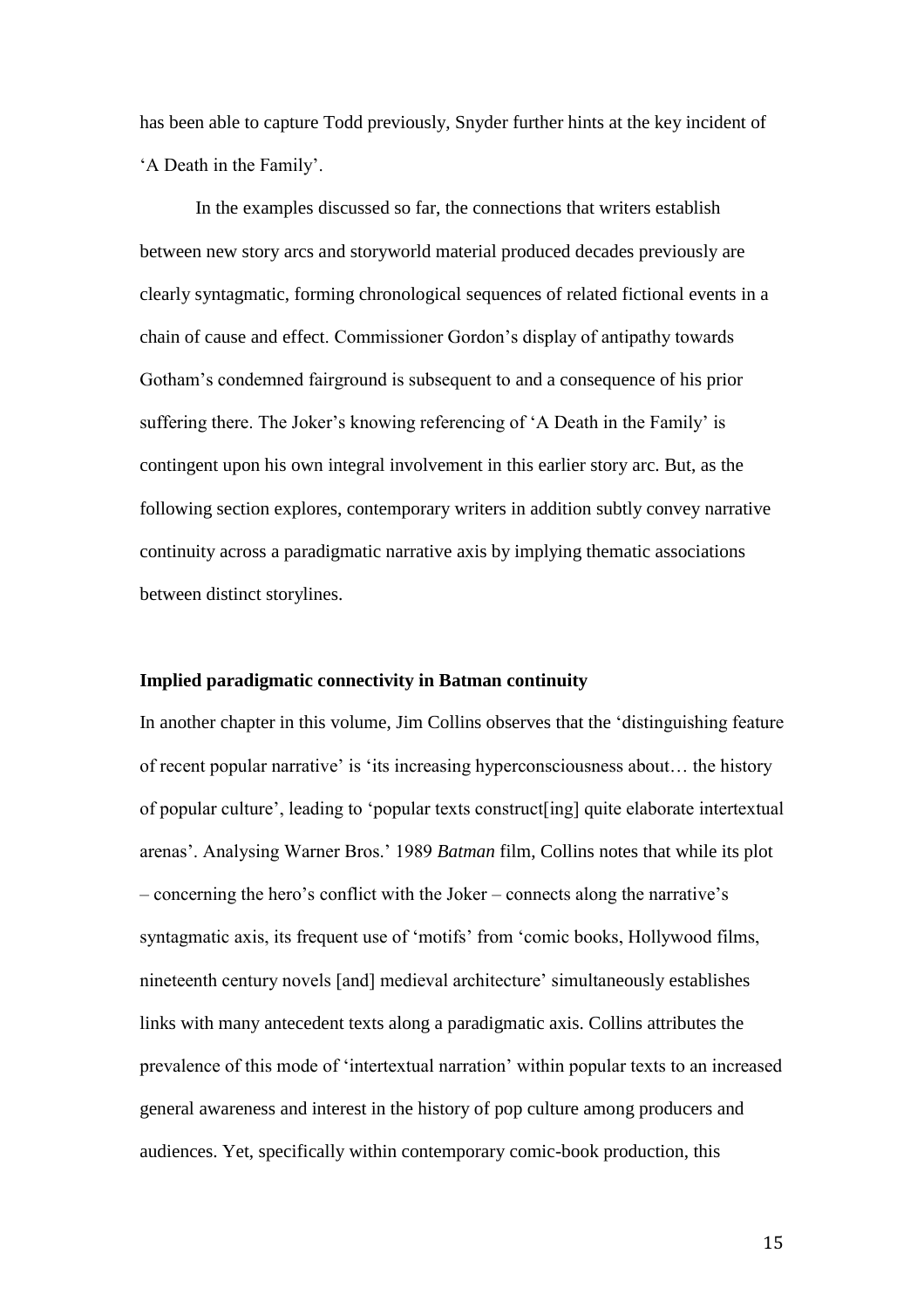has been able to capture Todd previously, Snyder further hints at the key incident of 'A Death in the Family'.

In the examples discussed so far, the connections that writers establish between new story arcs and storyworld material produced decades previously are clearly syntagmatic, forming chronological sequences of related fictional events in a chain of cause and effect. Commissioner Gordon's display of antipathy towards Gotham's condemned fairground is subsequent to and a consequence of his prior suffering there. The Joker's knowing referencing of 'A Death in the Family' is contingent upon his own integral involvement in this earlier story arc. But, as the following section explores, contemporary writers in addition subtly convey narrative continuity across a paradigmatic narrative axis by implying thematic associations between distinct storylines.

### Implied paradigmatic connectivity in Batman continuity

In another chapter in this volume, Jim Collins observes that the 'distinguishing feature of recent popular narrative' is 'its increasing hyperconsciousness about… the history of popular culture', leading to 'popular texts construct[ing] quite elaborate intertextual arenas'. Analysing Warner Bros.' 1989 *Batman* film, Collins notes that while its plot – concerning the hero's conflict with the Joker – connects along the narrative's syntagmatic axis, its frequent use of 'motifs' from 'comic books, Hollywood films, nineteenth century novels [and] medieval architecture' simultaneously establishes links with many antecedent texts along a paradigmatic axis. Collins attributes the prevalence of this mode of 'intertextual narration' within popular texts to an increased general awareness and interest in the history of pop culture among producers and audiences. Yet, specifically within contemporary comic-book production, this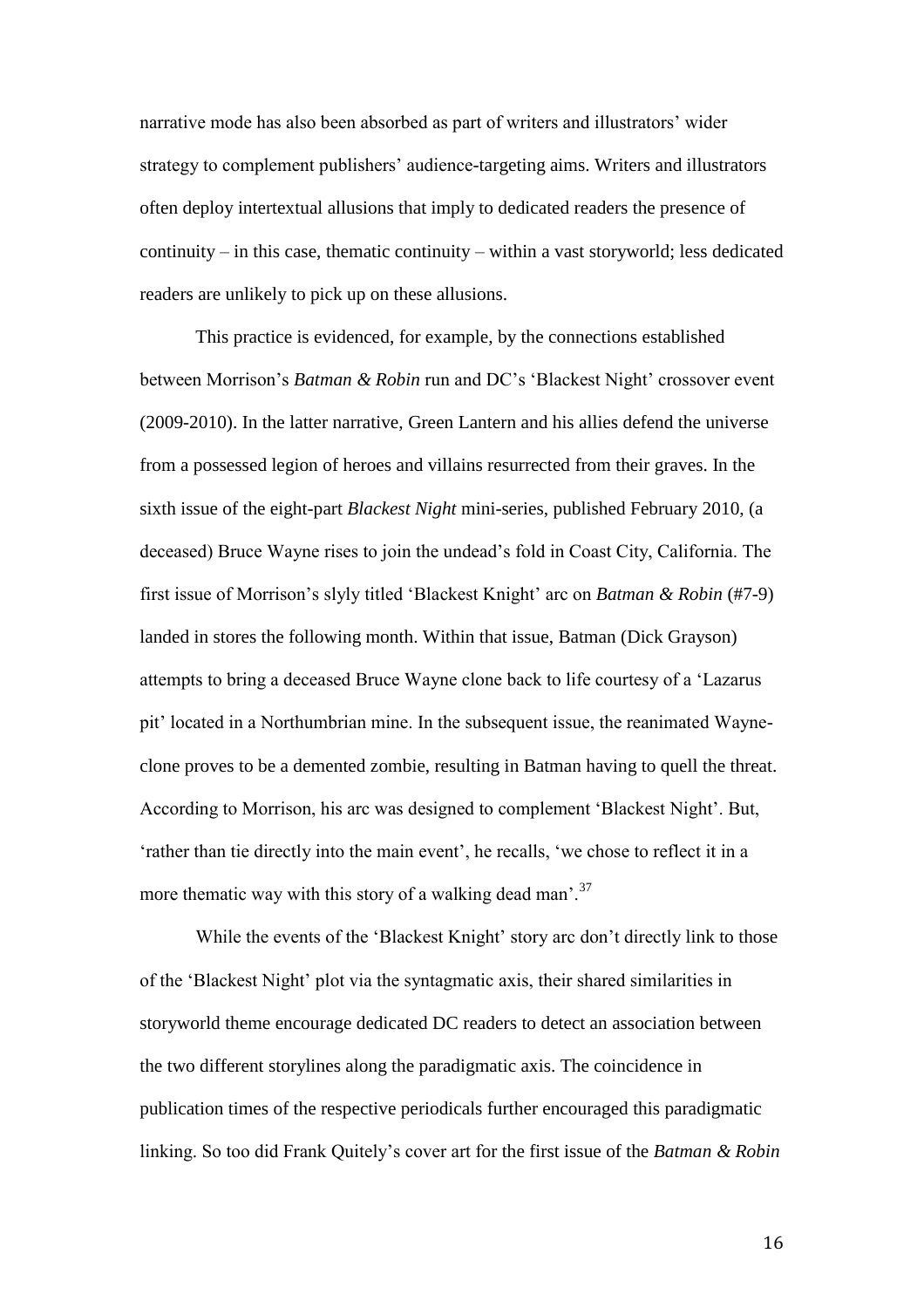narrative mode has also been absorbed as part of writers and illustrators' wider strategy to complement publishers' audience-targeting aims. Writers and illustrators often deploy intertextual allusions that imply to dedicated readers the presence of continuity – in this case, thematic continuity – within a vast storyworld; less dedicated readers are unlikely to pick up on these allusions.

This practice is evidenced, for example, by the connections established between Morrison's *Batman & Robin* run and DC's 'Blackest Night' crossover event (2009-2010). In the latter narrative, Green Lantern and his allies defend the universe from a possessed legion of heroes and villains resurrected from their graves. In the sixth issue of the eight-part *Blackest Night* mini-series, published February 2010, (a deceased) Bruce Wayne rises to join the undead's fold in Coast City, California. The first issue of Morrison's slyly titled 'Blackest Knight' arc on *Batman & Robin* (#7-9) landed in stores the following month. Within that issue, Batman (Dick Grayson) attempts to bring a deceased Bruce Wayne clone back to life courtesy of a 'Lazarus pit' located in a Northumbrian mine. In the subsequent issue, the reanimated Wayne-clone proves to be a demented zombie, resulting in Batman having to quell the threat. According to Morrison, his arc was designed to complement 'Blackest Night'. But, 'rather than tie directly into the main event', he recalls, 'we chose to reflect it in a more thematic way with this story of a walking dead man'.[37]

While the events of the 'Blackest Knight' story arc don't directly link to those of the 'Blackest Night' plot via the syntagmatic axis, their shared similarities in storyworld theme encourage dedicated DC readers to detect an association between the two different storylines along the paradigmatic axis. The coincidence in publication times of the respective periodicals further encouraged this paradigmatic linking. So too did Frank Quitely's cover art for the first issue of the *Batman & Robin*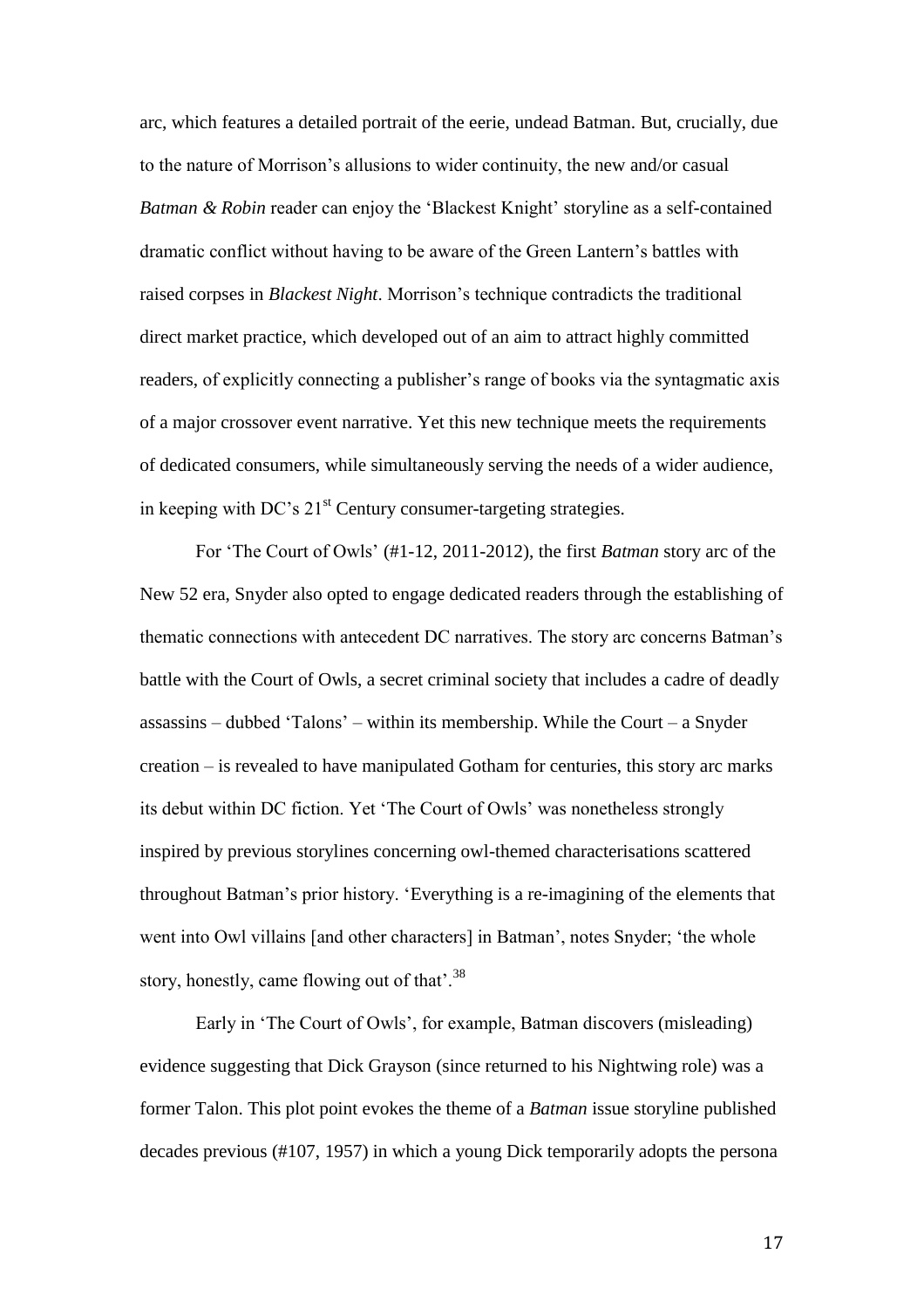arc, which features a detailed portrait of the eerie, undead Batman. But, crucially, due to the nature of Morrison's allusions to wider continuity, the new and/or casual *Batman & Robin* reader can enjoy the 'Blackest Knight' storyline as a self-contained dramatic conflict without having to be aware of the Green Lantern's battles with raised corpses in *Blackest Night*. Morrison's technique contradicts the traditional direct market practice, which developed out of an aim to attract highly committed readers, of explicitly connecting a publisher's range of books via the syntagmatic axis of a major crossover event narrative. Yet this new technique meets the requirements of dedicated consumers, while simultaneously serving the needs of a wider audience, in keeping with DC's 21st Century consumer-targeting strategies.

For 'The Court of Owls' (#1-12, 2011-2012), the first *Batman* story arc of the New 52 era, Snyder also opted to engage dedicated readers through the establishing of thematic connections with antecedent DC narratives. The story arc concerns Batman's battle with the Court of Owls, a secret criminal society that includes a cadre of deadly assassins – dubbed 'Talons' – within its membership. While the Court – a Snyder creation – is revealed to have manipulated Gotham for centuries, this story arc marks its debut within DC fiction. Yet 'The Court of Owls' was nonetheless strongly inspired by previous storylines concerning owl-themed characterisations scattered throughout Batman's prior history. 'Everything is a re-imagining of the elements that went into Owl villains [and other characters] in Batman', notes Snyder; 'the whole story, honestly, came flowing out of that'.[38]

Early in 'The Court of Owls', for example, Batman discovers (misleading) evidence suggesting that Dick Grayson (since returned to his Nightwing role) was a former Talon. This plot point evokes the theme of a *Batman* issue storyline published decades previous (#107, 1957) in which a young Dick temporarily adopts the persona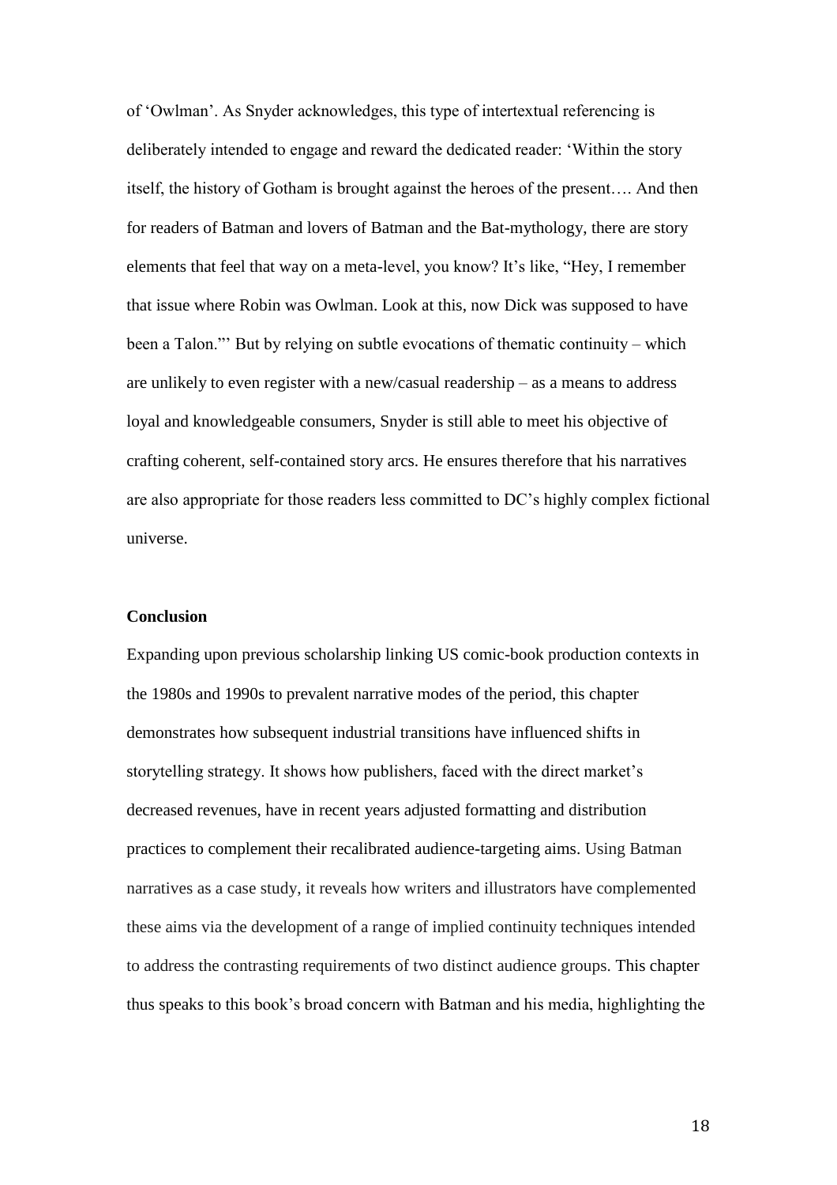of 'Owlman'. As Snyder acknowledges, this type of intertextual referencing is deliberately intended to engage and reward the dedicated reader: 'Within the story itself, the history of Gotham is brought against the heroes of the present…. And then for readers of Batman and lovers of Batman and the Bat-mythology, there are story elements that feel that way on a meta-level, you know? It's like, "Hey, I remember that issue where Robin was Owlman. Look at this, now Dick was supposed to have been a Talon."' But by relying on subtle evocations of thematic continuity – which are unlikely to even register with a new/casual readership – as a means to address loyal and knowledgeable consumers, Snyder is still able to meet his objective of crafting coherent, self-contained story arcs. He ensures therefore that his narratives are also appropriate for those readers less committed to DC's highly complex fictional universe.

**Conclusion**

Expanding upon previous scholarship linking US comic-book production contexts in the 1980s and 1990s to prevalent narrative modes of the period, this chapter demonstrates how subsequent industrial transitions have influenced shifts in storytelling strategy. It shows how publishers, faced with the direct market's decreased revenues, have in recent years adjusted formatting and distribution practices to complement their recalibrated audience-targeting aims. Using Batman narratives as a case study, it reveals how writers and illustrators have complemented these aims via the development of a range of implied continuity techniques intended to address the contrasting requirements of two distinct audience groups. This chapter thus speaks to this book's broad concern with Batman and his media, highlighting the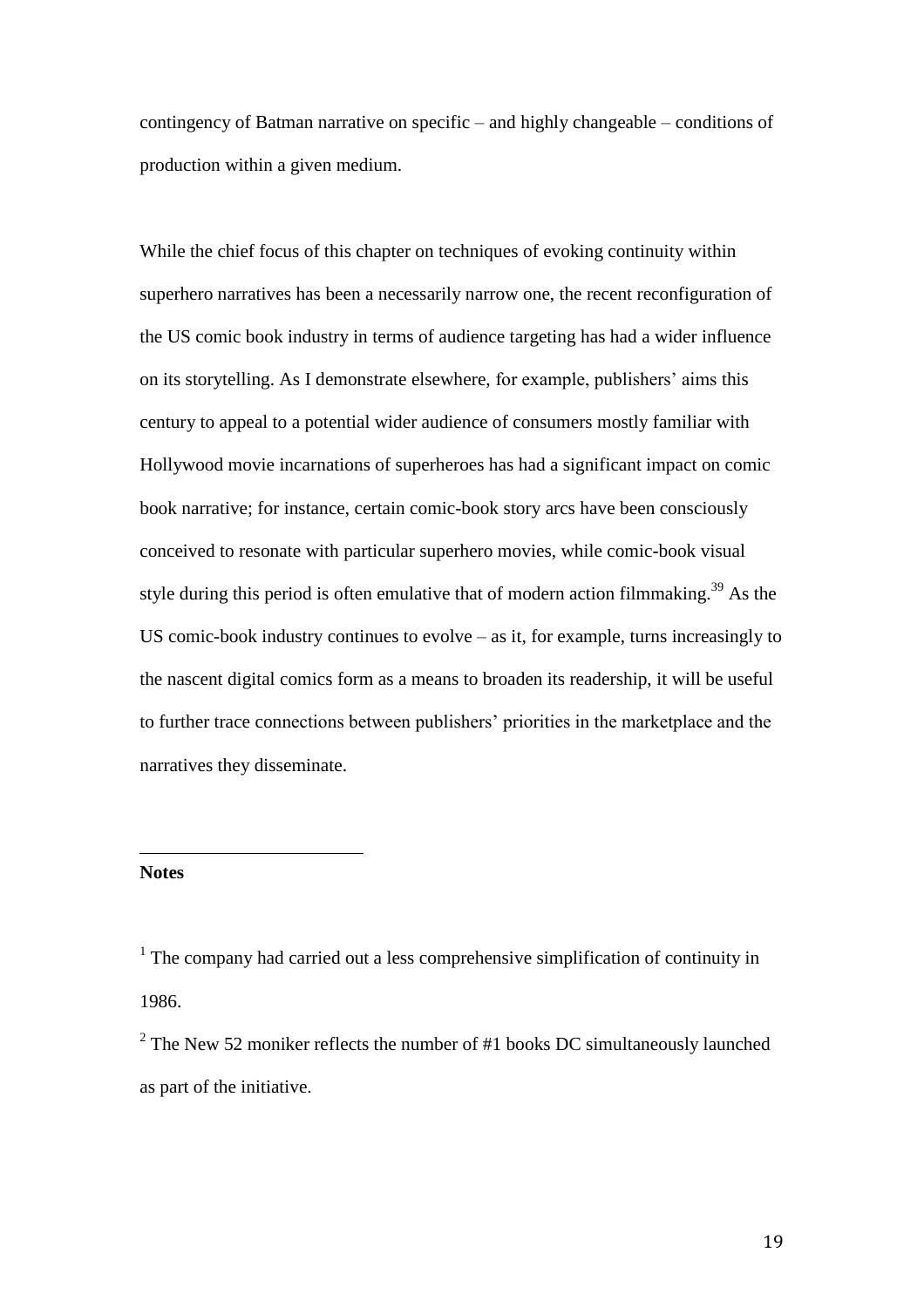contingency of Batman narrative on specific – and highly changeable – conditions of production within a given medium.

While the chief focus of this chapter on techniques of evoking continuity within superhero narratives has been a necessarily narrow one, the recent reconfiguration of the US comic book industry in terms of audience targeting has had a wider influence on its storytelling. As I demonstrate elsewhere, for example, publishers' aims this century to appeal to a potential wider audience of consumers mostly familiar with Hollywood movie incarnations of superheroes has had a significant impact on comic book narrative; for instance, certain comic-book story arcs have been consciously conceived to resonate with particular superhero movies, while comic-book visual style during this period is often emulative that of modern action filmmaking.[39] As the US comic-book industry continues to evolve – as it, for example, turns increasingly to the nascent digital comics form as a means to broaden its readership, it will be useful to further trace connections between publishers' priorities in the marketplace and the narratives they disseminate.

**Notes**

[1] The company had carried out a less comprehensive simplification of continuity in 1986.

[2] The New 52 moniker reflects the number of #1 books DC simultaneously launched as part of the initiative.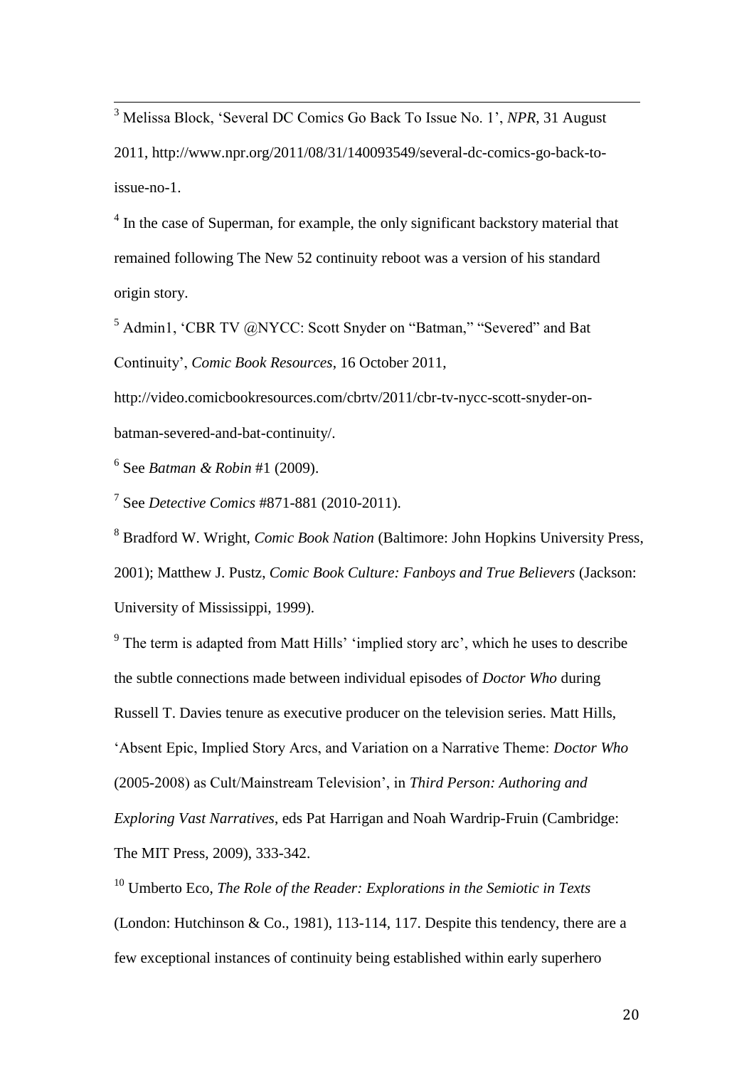[3] Melissa Block, 'Several DC Comics Go Back To Issue No. 1', *NPR*, 31 August 2011, http://www.npr.org/2011/08/31/140093549/several-dc-comics-go-back-to-issue-no-1.

[4] In the case of Superman, for example, the only significant backstory material that remained following The New 52 continuity reboot was a version of his standard origin story.

[5] Admin1, 'CBR TV @NYCC: Scott Snyder on "Batman," "Severed" and Bat Continuity', *Comic Book Resources*, 16 October 2011, http://video.comicbookresources.com/cbrtv/2011/cbr-tv-nycc-scott-snyder-on-batman-severed-and-bat-continuity/.

[6] See *Batman & Robin* #1 (2009).

[7] See *Detective Comics* #871-881 (2010-2011).

[8] Bradford W. Wright, *Comic Book Nation* (Baltimore: John Hopkins University Press, 2001); Matthew J. Pustz, *Comic Book Culture: Fanboys and True Believers* (Jackson: University of Mississippi, 1999).

[9] The term is adapted from Matt Hills' 'implied story arc', which he uses to describe the subtle connections made between individual episodes of *Doctor Who* during Russell T. Davies tenure as executive producer on the television series. Matt Hills, 'Absent Epic, Implied Story Arcs, and Variation on a Narrative Theme: *Doctor Who* (2005-2008) as Cult/Mainstream Television', in *Third Person: Authoring and Exploring Vast Narratives*, eds Pat Harrigan and Noah Wardrip-Fruin (Cambridge: The MIT Press, 2009), 333-342.

[10] Umberto Eco, *The Role of the Reader: Explorations in the Semiotic in Texts* (London: Hutchinson & Co., 1981), 113-114, 117. Despite this tendency, there are a few exceptional instances of continuity being established within early superhero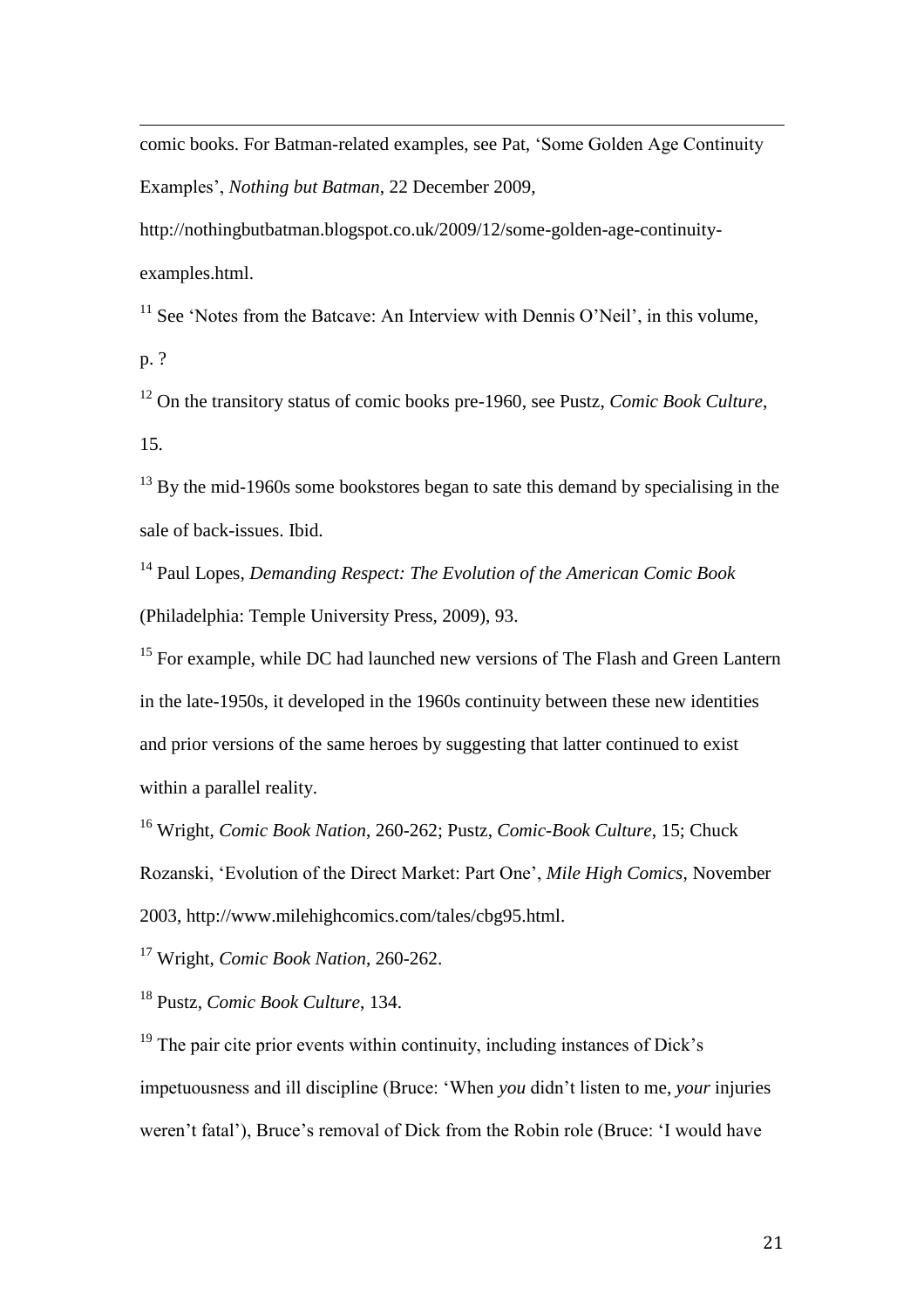comic books. For Batman-related examples, see Pat, 'Some Golden Age Continuity Examples', *Nothing but Batman*, 22 December 2009, http://nothingbutbatman.blogspot.co.uk/2009/12/some-golden-age-continuity-examples.html.

[11] See 'Notes from the Batcave: An Interview with Dennis O'Neil', in this volume, p. ?

[12] On the transitory status of comic books pre-1960, see Pustz, *Comic Book Culture*, 15.

[13] By the mid-1960s some bookstores began to sate this demand by specialising in the sale of back-issues. Ibid.

[14] Paul Lopes, *Demanding Respect: The Evolution of the American Comic Book* (Philadelphia: Temple University Press, 2009), 93.

[15] For example, while DC had launched new versions of The Flash and Green Lantern in the late-1950s, it developed in the 1960s continuity between these new identities and prior versions of the same heroes by suggesting that latter continued to exist within a parallel reality.

[16] Wright, *Comic Book Nation*, 260-262; Pustz, *Comic-Book Culture*, 15; Chuck Rozanski, 'Evolution of the Direct Market: Part One', *Mile High Comics*, November 2003, http://www.milehighcomics.com/tales/cbg95.html.

[17] Wright, *Comic Book Nation*, 260-262.

[18] Pustz, *Comic Book Culture*, 134.

[19] The pair cite prior events within continuity, including instances of Dick's impetuousness and ill discipline (Bruce: 'When *you* didn't listen to me, *your* injuries weren't fatal'), Bruce's removal of Dick from the Robin role (Bruce: 'I would have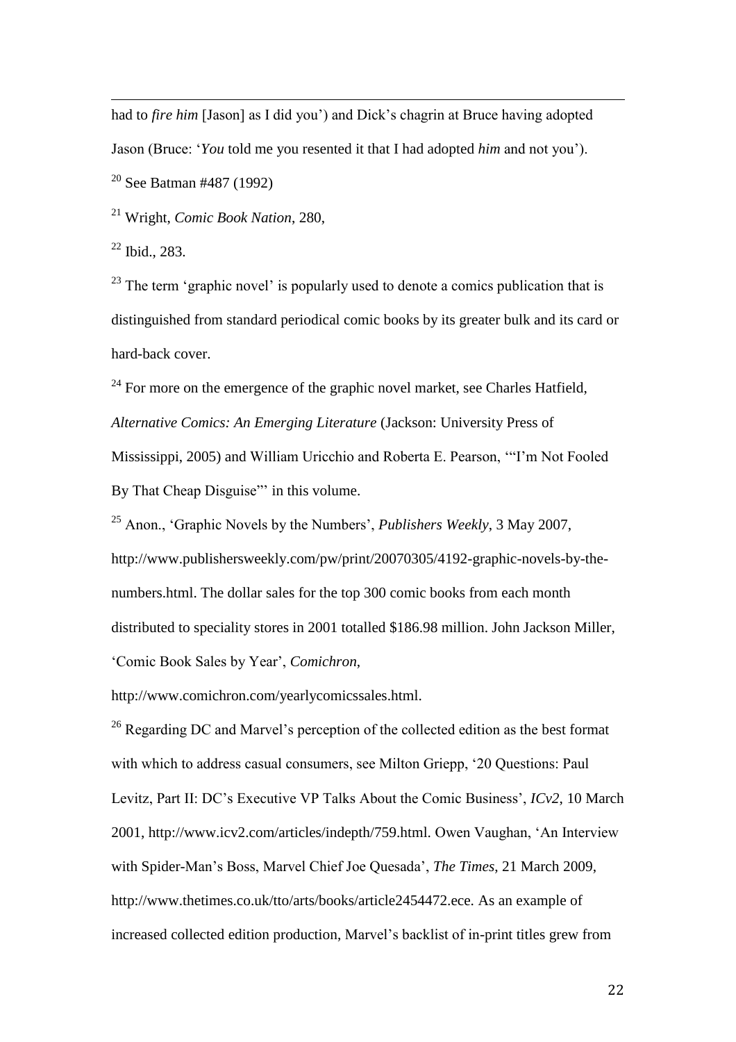had to *fire him* [Jason] as I did you') and Dick's chagrin at Bruce having adopted Jason (Bruce: '*You* told me you resented it that I had adopted *him* and not you').

[20] See Batman #487 (1992)

[21] Wright, *Comic Book Nation*, 280,

[22] Ibid., 283.

[23] The term 'graphic novel' is popularly used to denote a comics publication that is distinguished from standard periodical comic books by its greater bulk and its card or hard-back cover.

[24] For more on the emergence of the graphic novel market, see Charles Hatfield, *Alternative Comics: An Emerging Literature* (Jackson: University Press of Mississippi, 2005) and William Uricchio and Roberta E. Pearson, '"I'm Not Fooled By That Cheap Disguise"' in this volume.

[25] Anon., 'Graphic Novels by the Numbers', *Publishers Weekly*, 3 May 2007, http://www.publishersweekly.com/pw/print/20070305/4192-graphic-novels-by-the-numbers.html. The dollar sales for the top 300 comic books from each month distributed to speciality stores in 2001 totalled $186.98 million. John Jackson Miller, 'Comic Book Sales by Year', *Comichron*, http://www.comichron.com/yearlycomicssales.html.

[26] Regarding DC and Marvel's perception of the collected edition as the best format with which to address casual consumers, see Milton Griepp, '20 Questions: Paul Levitz, Part II: DC's Executive VP Talks About the Comic Business', *ICv2*, 10 March 2001, http://www.icv2.com/articles/indepth/759.html. Owen Vaughan, 'An Interview with Spider-Man's Boss, Marvel Chief Joe Quesada', *The Times*, 21 March 2009, http://www.thetimes.co.uk/tto/arts/books/article2454472.ece. As an example of increased collected edition production, Marvel's backlist of in-print titles grew from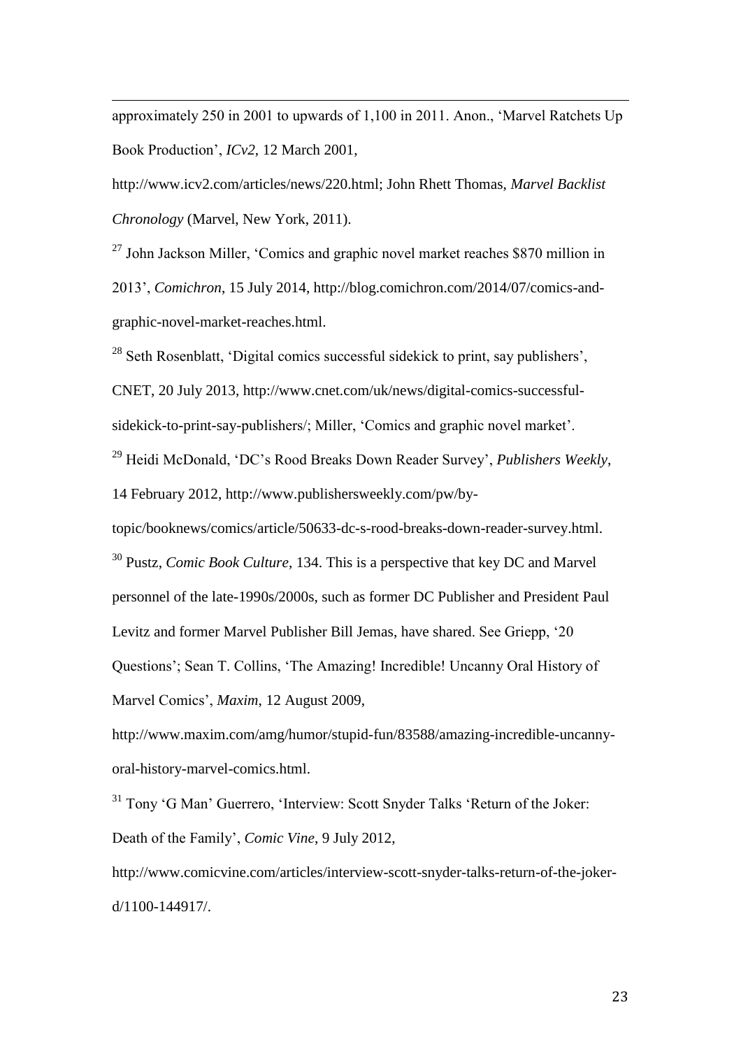approximately 250 in 2001 to upwards of 1,100 in 2011. Anon., 'Marvel Ratchets Up Book Production', *ICv2*, 12 March 2001, http://www.icv2.com/articles/news/220.html; John Rhett Thomas, *Marvel Backlist Chronology* (Marvel, New York, 2011).

[27] John Jackson Miller, 'Comics and graphic novel market reaches $870 million in 2013', *Comichron*, 15 July 2014, http://blog.comichron.com/2014/07/comics-and-graphic-novel-market-reaches.html.

[28] Seth Rosenblatt, 'Digital comics successful sidekick to print, say publishers', CNET, 20 July 2013, http://www.cnet.com/uk/news/digital-comics-successful-sidekick-to-print-say-publishers/; Miller, 'Comics and graphic novel market'.

[29] Heidi McDonald, 'DC's Rood Breaks Down Reader Survey', *Publishers Weekly*, 14 February 2012, http://www.publishersweekly.com/pw/by-topic/booknews/comics/article/50633-dc-s-rood-breaks-down-reader-survey.html.

[30] Pustz, *Comic Book Culture*, 134. This is a perspective that key DC and Marvel personnel of the late-1990s/2000s, such as former DC Publisher and President Paul Levitz and former Marvel Publisher Bill Jemas, have shared. See Griepp, '20 Questions'; Sean T. Collins, 'The Amazing! Incredible! Uncanny Oral History of Marvel Comics', *Maxim*, 12 August 2009, http://www.maxim.com/amg/humor/stupid-fun/83588/amazing-incredible-uncanny-oral-history-marvel-comics.html.

[31] Tony 'G Man' Guerrero, 'Interview: Scott Snyder Talks 'Return of the Joker: Death of the Family', *Comic Vine*, 9 July 2012, http://www.comicvine.com/articles/interview-scott-snyder-talks-return-of-the-joker-d/1100-144917/.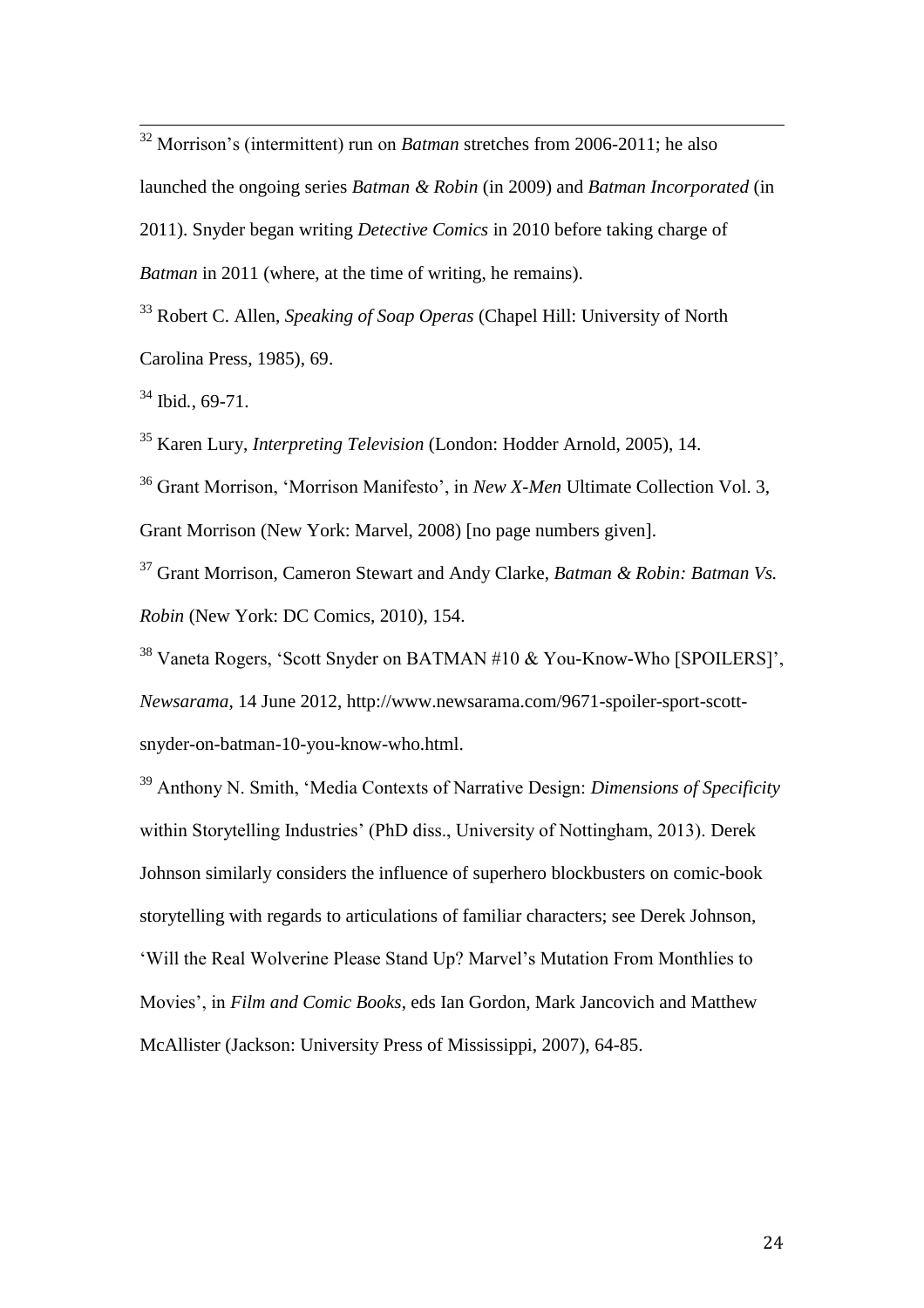[32] Morrison's (intermittent) run on *Batman* stretches from 2006-2011; he also launched the ongoing series *Batman & Robin* (in 2009) and *Batman Incorporated* (in 2011). Snyder began writing *Detective Comics* in 2010 before taking charge of *Batman* in 2011 (where, at the time of writing, he remains).

[33] Robert C. Allen, *Speaking of Soap Operas* (Chapel Hill: University of North Carolina Press, 1985), 69.

[34] Ibid., 69-71.

[35] Karen Lury, *Interpreting Television* (London: Hodder Arnold, 2005), 14.

[36] Grant Morrison, 'Morrison Manifesto', in *New X-Men* Ultimate Collection Vol. 3, Grant Morrison (New York: Marvel, 2008) [no page numbers given].

[37] Grant Morrison, Cameron Stewart and Andy Clarke, *Batman & Robin: Batman Vs. Robin* (New York: DC Comics, 2010), 154.

[38] Vaneta Rogers, 'Scott Snyder on BATMAN #10 & You-Know-Who [SPOILERS]', *Newsarama*, 14 June 2012, http://www.newsarama.com/9671-spoiler-sport-scott-snyder-on-batman-10-you-know-who.html.

[39] Anthony N. Smith, 'Media Contexts of Narrative Design: *Dimensions of Specificity* within Storytelling Industries' (PhD diss., University of Nottingham, 2013). Derek Johnson similarly considers the influence of superhero blockbusters on comic-book storytelling with regards to articulations of familiar characters; see Derek Johnson, 'Will the Real Wolverine Please Stand Up? Marvel's Mutation From Monthlies to Movies', in *Film and Comic Books*, eds Ian Gordon, Mark Jancovich and Matthew McAllister (Jackson: University Press of Mississippi, 2007), 64-85.